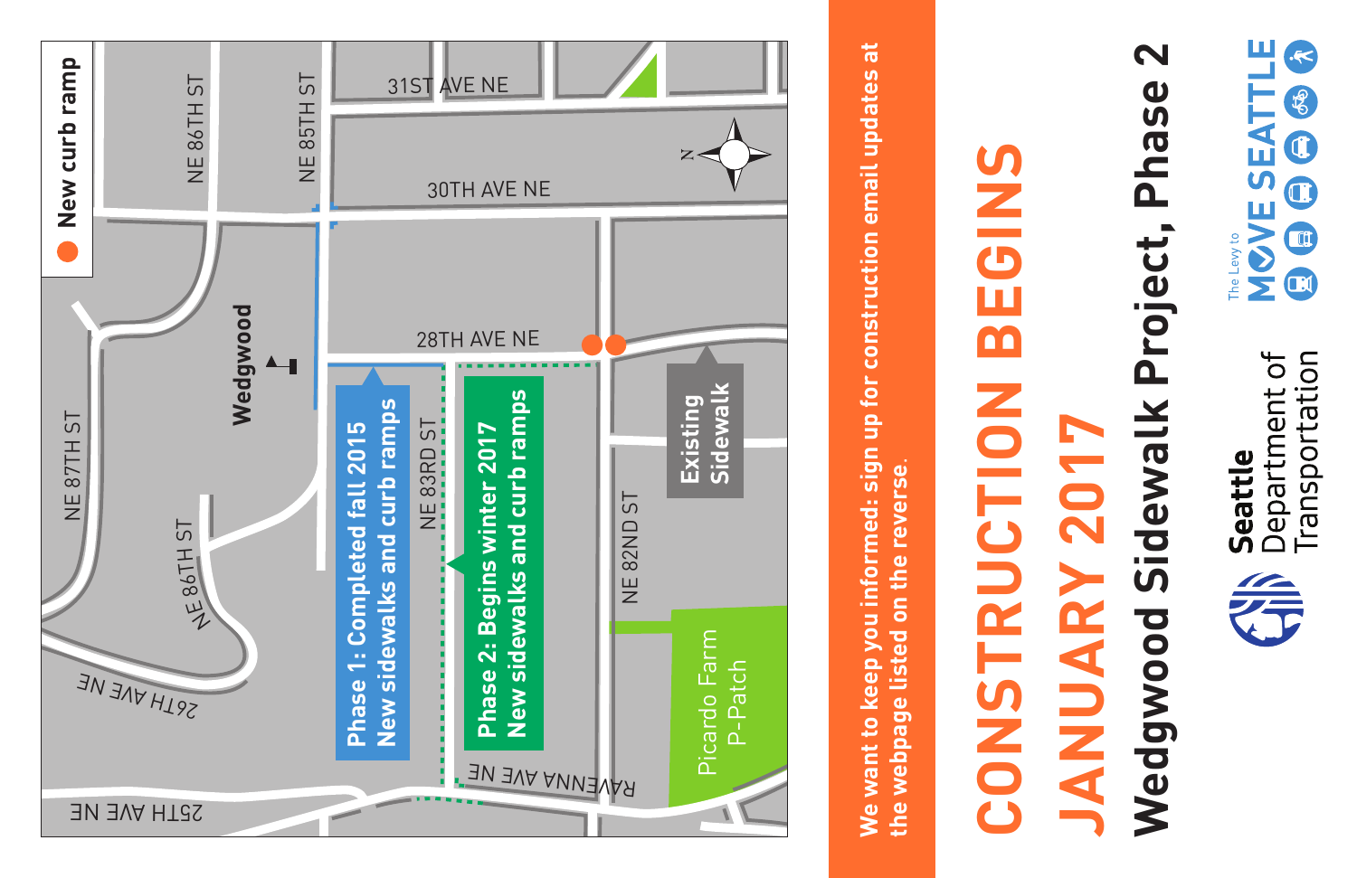# CONSTRUCTION BEGINS JANUARY 2017

## Wedgwood Sidewalk Project, Phase 2

**We want to keep you informed: sign up for construction email updates at the webpage listed on the reverse.**

● New curb ramp

**Phase 1: Completed fall 2015**
**New sidewalks and curb ramps**

**Phase 2: Begins winter 2017**
**New sidewalks and curb ramps**

**Existing Sidewalk**

Picardo Farm P-Patch

Wedgwood

31ST AVE NE
30TH AVE NE
28TH AVE NE
26TH AVE NE
25TH AVE NE
RAVENNA AVE NE
NE 87TH ST
NE 86TH ST
NE 85TH ST
NE 83RD ST
NE 82ND ST

Seattle Department of Transportation

The Levy to MOVE SEATTLE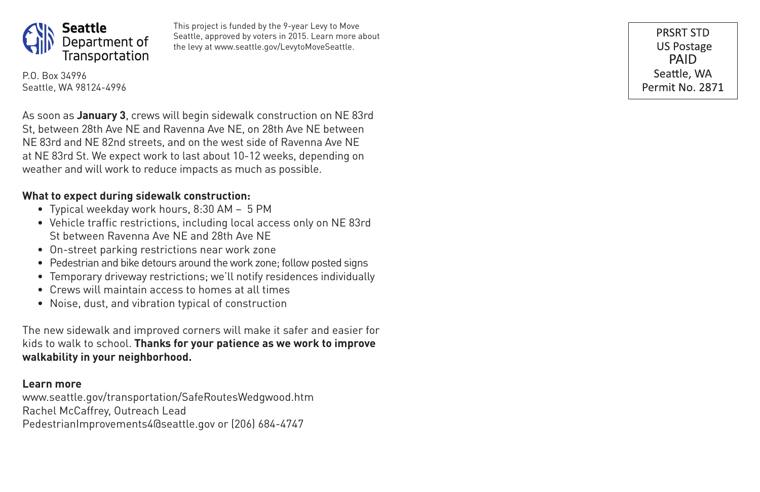**Seattle** Department of Transportation

This project is funded by the 9-year Levy to Move Seattle, approved by voters in 2015. Learn more about the levy at www.seattle.gov/LevytoMoveSeattle.

PRSRT STD
US Postage
PAID
Seattle, WA
Permit No. 2871

P.O. Box 34996
Seattle, WA 98124-4996

As soon as **January 3**, crews will begin sidewalk construction on NE 83rd St, between 28th Ave NE and Ravenna Ave NE, on 28th Ave NE between NE 83rd and NE 82nd streets, and on the west side of Ravenna Ave NE at NE 83rd St. We expect work to last about 10-12 weeks, depending on weather and will work to reduce impacts as much as possible.

**What to expect during sidewalk construction:**

- Typical weekday work hours, 8:30 AM – 5 PM
- Vehicle traffic restrictions, including local access only on NE 83rd St between Ravenna Ave NE and 28th Ave NE
- On-street parking restrictions near work zone
- Pedestrian and bike detours around the work zone; follow posted signs
- Temporary driveway restrictions; we'll notify residences individually
- Crews will maintain access to homes at all times
- Noise, dust, and vibration typical of construction

The new sidewalk and improved corners will make it safer and easier for kids to walk to school. **Thanks for your patience as we work to improve walkability in your neighborhood.**

**Learn more**
www.seattle.gov/transportation/SafeRoutesWedgwood.htm
Rachel McCaffrey, Outreach Lead
PedestrianImprovements4@seattle.gov or (206) 684-4747